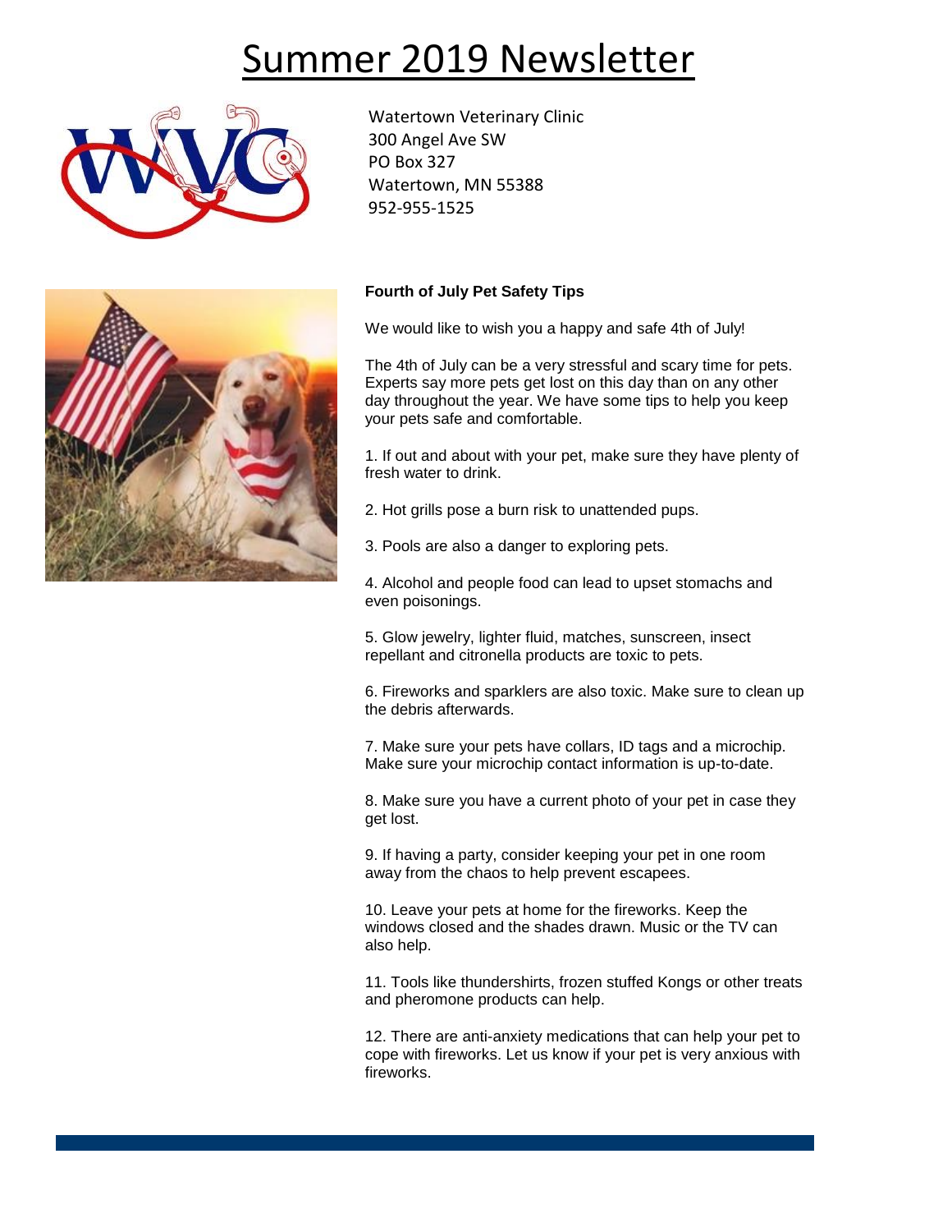# Summary 2019 Newsletter

Watertown Veterinary Clinic
300 Angel Ave SW
PO Box 327
Watertown, MN 55388
952-955-1525

**Fourth of July Pet Safety Tips**

We would like to wish you a happy and safe 4th of July!

The 4th of July can be a very stressful and scary time for pets. Experts say more pets get lost on this day than on any other day throughout the year. We have some tips to help you keep your pets safe and comfortable.

1. If out and about with your pet, make sure they have plenty of fresh water to drink.

2. Hot grills pose a burn risk to unattended pups.

3. Pools are also a danger to exploring pets.

4. Alcohol and people food can lead to upset stomachs and even poisonings.

5. Glow jewelry, lighter fluid, matches, sunscreen, insect repellant and citronella products are toxic to pets.

6. Fireworks and sparklers are also toxic. Make sure to clean up the debris afterwards.

7. Make sure your pets have collars, ID tags and a microchip. Make sure your microchip contact information is up-to-date.

8. Make sure you have a current photo of your pet in case they get lost.

9. If having a party, consider keeping your pet in one room away from the chaos to help prevent escapees.

10. Leave your pets at home for the fireworks. Keep the windows closed and the shades drawn. Music or the TV can also help.

11. Tools like thundershirts, frozen stuffed Kongs or other treats and pheromone products can help.

12. There are anti-anxiety medications that can help your pet to cope with fireworks. Let us know if your pet is very anxious with fireworks.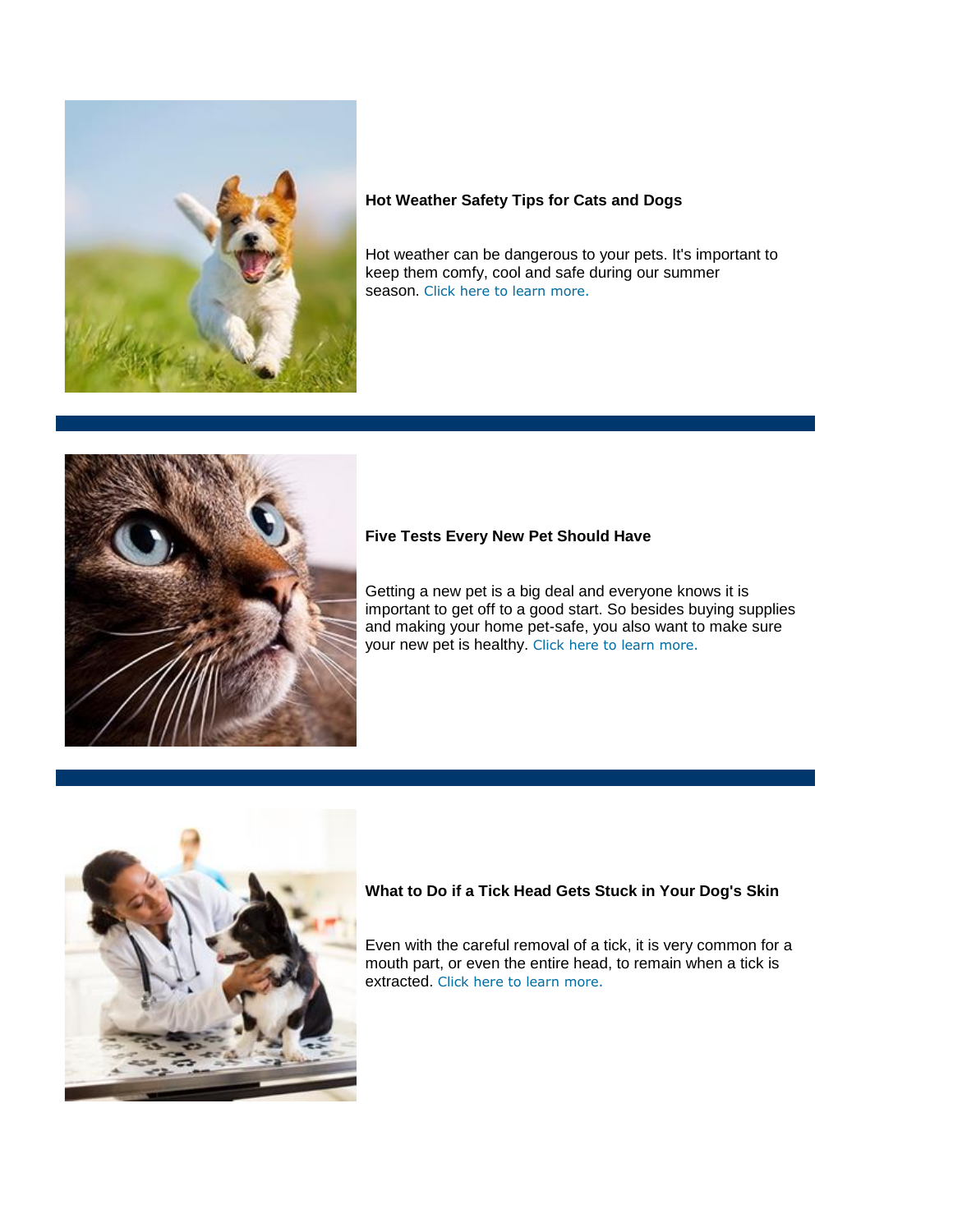**Hot Weather Safety Tips for Cats and Dogs**

Hot weather can be dangerous to your pets. It's important to keep them comfy, cool and safe during our summer season. Click here to learn more.

---

**Five Tests Every New Pet Should Have**

Getting a new pet is a big deal and everyone knows it is important to get off to a good start. So besides buying supplies and making your home pet-safe, you also want to make sure your new pet is healthy. Click here to learn more.

---

**What to Do if a Tick Head Gets Stuck in Your Dog's Skin**

Even with the careful removal of a tick, it is very common for a mouth part, or even the entire head, to remain when a tick is extracted. Click here to learn more.